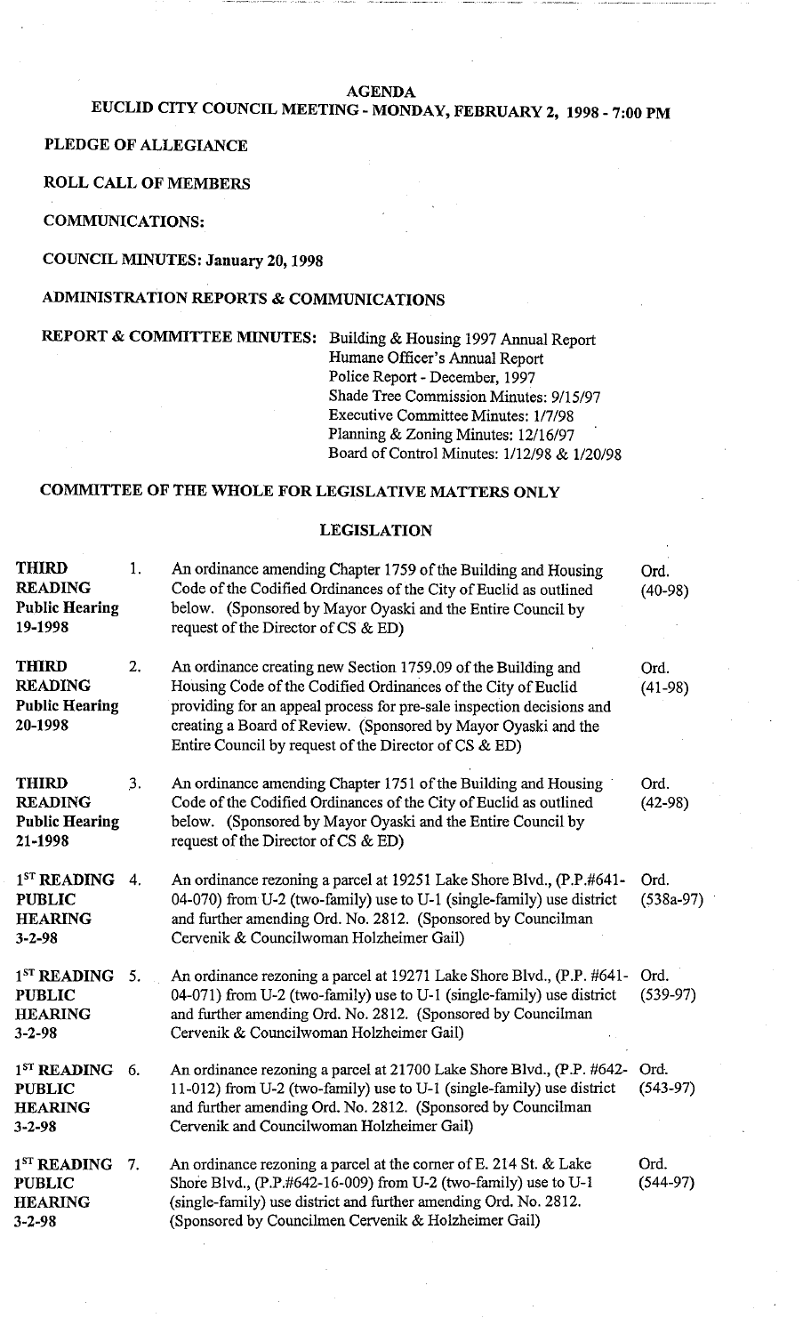# AGENDA

## EUCLID CITY COUNCIL MEETING - MONDAY, FEBRUARY 2, 1998 - 7:00 PM

**PLEDGE OF ALLEGIANCE**

**ROLL CALL OF MEMBERS**

**COMMUNICATIONS:**

**COUNCIL MINUTES: January 20, 1998**

**ADMINISTRATION REPORTS & COMMUNICATIONS**

**REPORT & COMMITTEE MINUTES:**
- Building & Housing 1997 Annual Report
- Humane Officer's Annual Report
- Police Report - December, 1997
- Shade Tree Commission Minutes: 9/15/97
- Executive Committee Minutes: 1/7/98
- Planning & Zoning Minutes: 12/16/97
- Board of Control Minutes: 1/12/98 & 1/20/98

**COMMITTEE OF THE WHOLE FOR LEGISLATIVE MATTERS ONLY**

## LEGISLATION

| | | | |
|---|---|---|---|
| **THIRD READING Public Hearing 19-1998** | 1. | An ordinance amending Chapter 1759 of the Building and Housing Code of the Codified Ordinances of the City of Euclid as outlined below. (Sponsored by Mayor Oyaski and the Entire Council by request of the Director of CS & ED) | Ord. (40-98) |
| **THIRD READING Public Hearing 20-1998** | 2. | An ordinance creating new Section 1759.09 of the Building and Housing Code of the Codified Ordinances of the City of Euclid providing for an appeal process for pre-sale inspection decisions and creating a Board of Review. (Sponsored by Mayor Oyaski and the Entire Council by request of the Director of CS & ED) | Ord. (41-98) |
| **THIRD READING Public Hearing 21-1998** | 3. | An ordinance amending Chapter 1751 of the Building and Housing Code of the Codified Ordinances of the City of Euclid as outlined below. (Sponsored by Mayor Oyaski and the Entire Council by request of the Director of CS & ED) | Ord. (42-98) |
| **1ST READING PUBLIC HEARING 3-2-98** | 4. | An ordinance rezoning a parcel at 19251 Lake Shore Blvd., (P.P.#641-04-070) from U-2 (two-family) use to U-1 (single-family) use district and further amending Ord. No. 2812. (Sponsored by Councilman Cervenik & Councilwoman Holzheimer Gail) | Ord. (538a-97) |
| **1ST READING PUBLIC HEARING 3-2-98** | 5. | An ordinance rezoning a parcel at 19271 Lake Shore Blvd., (P.P. #641-04-071) from U-2 (two-family) use to U-1 (single-family) use district and further amending Ord. No. 2812. (Sponsored by Councilman Cervenik & Councilwoman Holzheimer Gail) | Ord. (539-97) |
| **1ST READING PUBLIC HEARING 3-2-98** | 6. | An ordinance rezoning a parcel at 21700 Lake Shore Blvd., (P.P. #642-11-012) from U-2 (two-family) use to U-1 (single-family) use district and further amending Ord. No. 2812. (Sponsored by Councilman Cervenik and Councilwoman Holzheimer Gail) | Ord. (543-97) |
| **1ST READING PUBLIC HEARING 3-2-98** | 7. | An ordinance rezoning a parcel at the corner of E. 214 St. & Lake Shore Blvd., (P.P.#642-16-009) from U-2 (two-family) use to U-1 (single-family) use district and further amending Ord. No. 2812. (Sponsored by Councilmen Cervenik & Holzheimer Gail) | Ord. (544-97) |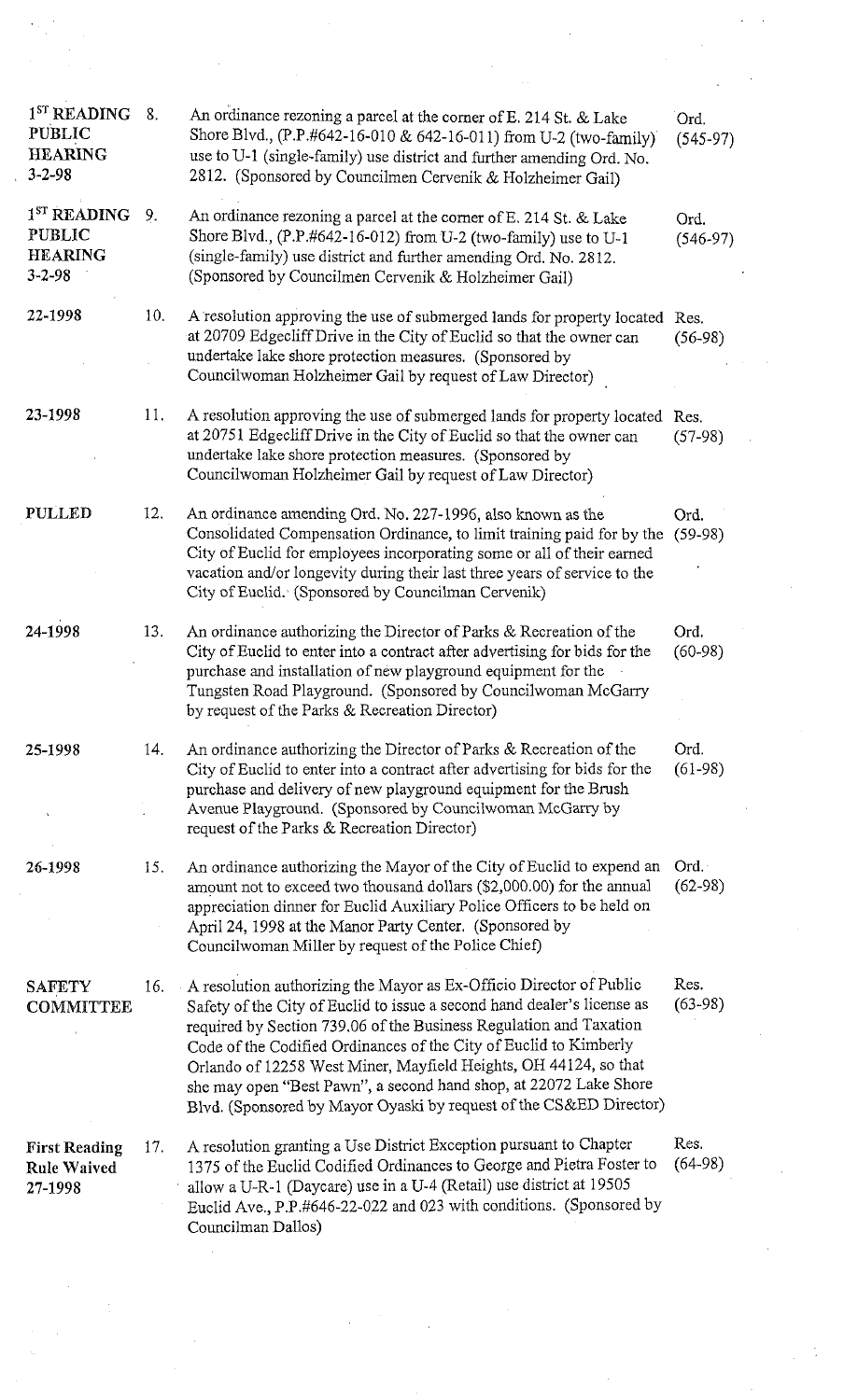| Status | No. | Description | Type |
|---|---|---|---|
| 1ST READING PUBLIC HEARING 3-2-98 | 8. | An ordinance rezoning a parcel at the corner of E. 214 St. & Lake Shore Blvd., (P.P.#642-16-010 & 642-16-011) from U-2 (two-family) use to U-1 (single-family) use district and further amending Ord. No. 2812. (Sponsored by Councilmen Cervenik & Holzheimer Gail) | Ord. (545-97) |
| 1ST READING PUBLIC HEARING 3-2-98 | 9. | An ordinance rezoning a parcel at the corner of E. 214 St. & Lake Shore Blvd., (P.P.#642-16-012) from U-2 (two-family) use to U-1 (single-family) use district and further amending Ord. No. 2812. (Sponsored by Councilmen Cervenik & Holzheimer Gail) | Ord. (546-97) |
| 22-1998 | 10. | A resolution approving the use of submerged lands for property located at 20709 Edgecliff Drive in the City of Euclid so that the owner can undertake lake shore protection measures. (Sponsored by Councilwoman Holzheimer Gail by request of Law Director) | Res. (56-98) |
| 23-1998 | 11. | A resolution approving the use of submerged lands for property located at 20751 Edgecliff Drive in the City of Euclid so that the owner can undertake lake shore protection measures. (Sponsored by Councilwoman Holzheimer Gail by request of Law Director) | Res. (57-98) |
| PULLED | 12. | An ordinance amending Ord. No. 227-1996, also known as the Consolidated Compensation Ordinance, to limit training paid for by the City of Euclid for employees incorporating some or all of their earned vacation and/or longevity during their last three years of service to the City of Euclid. (Sponsored by Councilman Cervenik) | Ord. (59-98) |
| 24-1998 | 13. | An ordinance authorizing the Director of Parks & Recreation of the City of Euclid to enter into a contract after advertising for bids for the purchase and installation of new playground equipment for the Tungsten Road Playground. (Sponsored by Councilwoman McGarry by request of the Parks & Recreation Director) | Ord. (60-98) |
| 25-1998 | 14. | An ordinance authorizing the Director of Parks & Recreation of the City of Euclid to enter into a contract after advertising for bids for the purchase and delivery of new playground equipment for the Brush Avenue Playground. (Sponsored by Councilwoman McGarry by request of the Parks & Recreation Director) | Ord. (61-98) |
| 26-1998 | 15. | An ordinance authorizing the Mayor of the City of Euclid to expend an amount not to exceed two thousand dollars ($2,000.00) for the annual appreciation dinner for Euclid Auxiliary Police Officers to be held on April 24, 1998 at the Manor Party Center. (Sponsored by Councilwoman Miller by request of the Police Chief) | Ord. (62-98) |
| SAFETY COMMITTEE | 16. | A resolution authorizing the Mayor as Ex-Officio Director of Public Safety of the City of Euclid to issue a second hand dealer's license as required by Section 739.06 of the Business Regulation and Taxation Code of the Codified Ordinances of the City of Euclid to Kimberly Orlando of 12258 West Miner, Mayfield Heights, OH 44124, so that she may open "Best Pawn", a second hand shop, at 22072 Lake Shore Blvd. (Sponsored by Mayor Oyaski by request of the CS&ED Director) | Res. (63-98) |
| First Reading Rule Waived 27-1998 | 17. | A resolution granting a Use District Exception pursuant to Chapter 1375 of the Euclid Codified Ordinances to George and Pietra Foster to allow a U-R-1 (Daycare) use in a U-4 (Retail) use district at 19505 Euclid Ave., P.P.#646-22-022 and 023 with conditions. (Sponsored by Councilman Dallos) | Res. (64-98) |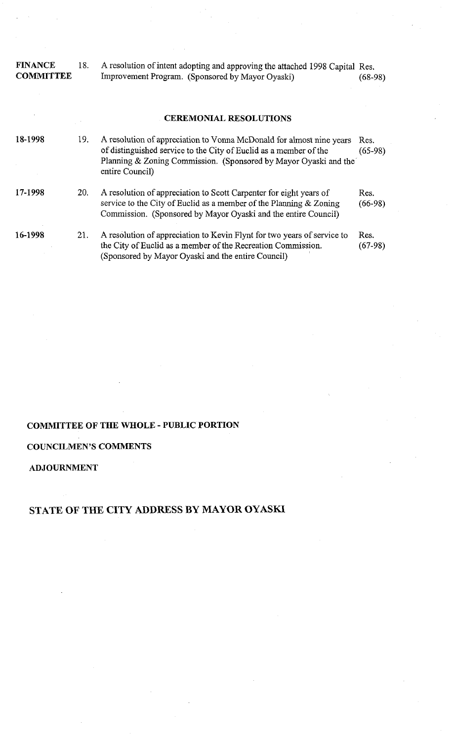| | | | |
|---|---|---|---|
| **FINANCE COMMITTEE** | 18. | A resolution of intent adopting and approving the attached 1998 Capital Improvement Program. (Sponsored by Mayor Oyaski) | Res. (68-98) |

**CEREMONIAL RESOLUTIONS**

| | | | |
|---|---|---|---|
| **18-1998** | 19. | A resolution of appreciation to Vonna McDonald for almost nine years of distinguished service to the City of Euclid as a member of the Planning & Zoning Commission. (Sponsored by Mayor Oyaski and the entire Council) | Res. (65-98) |
| **17-1998** | 20. | A resolution of appreciation to Scott Carpenter for eight years of service to the City of Euclid as a member of the Planning & Zoning Commission. (Sponsored by Mayor Oyaski and the entire Council) | Res. (66-98) |
| **16-1998** | 21. | A resolution of appreciation to Kevin Flynt for two years of service to the City of Euclid as a member of the Recreation Commission. (Sponsored by Mayor Oyaski and the entire Council) | Res. (67-98) |

**COMMITTEE OF THE WHOLE - PUBLIC PORTION**

**COUNCILMEN'S COMMENTS**

**ADJOURNMENT**

## STATE OF THE CITY ADDRESS BY MAYOR OYASKI